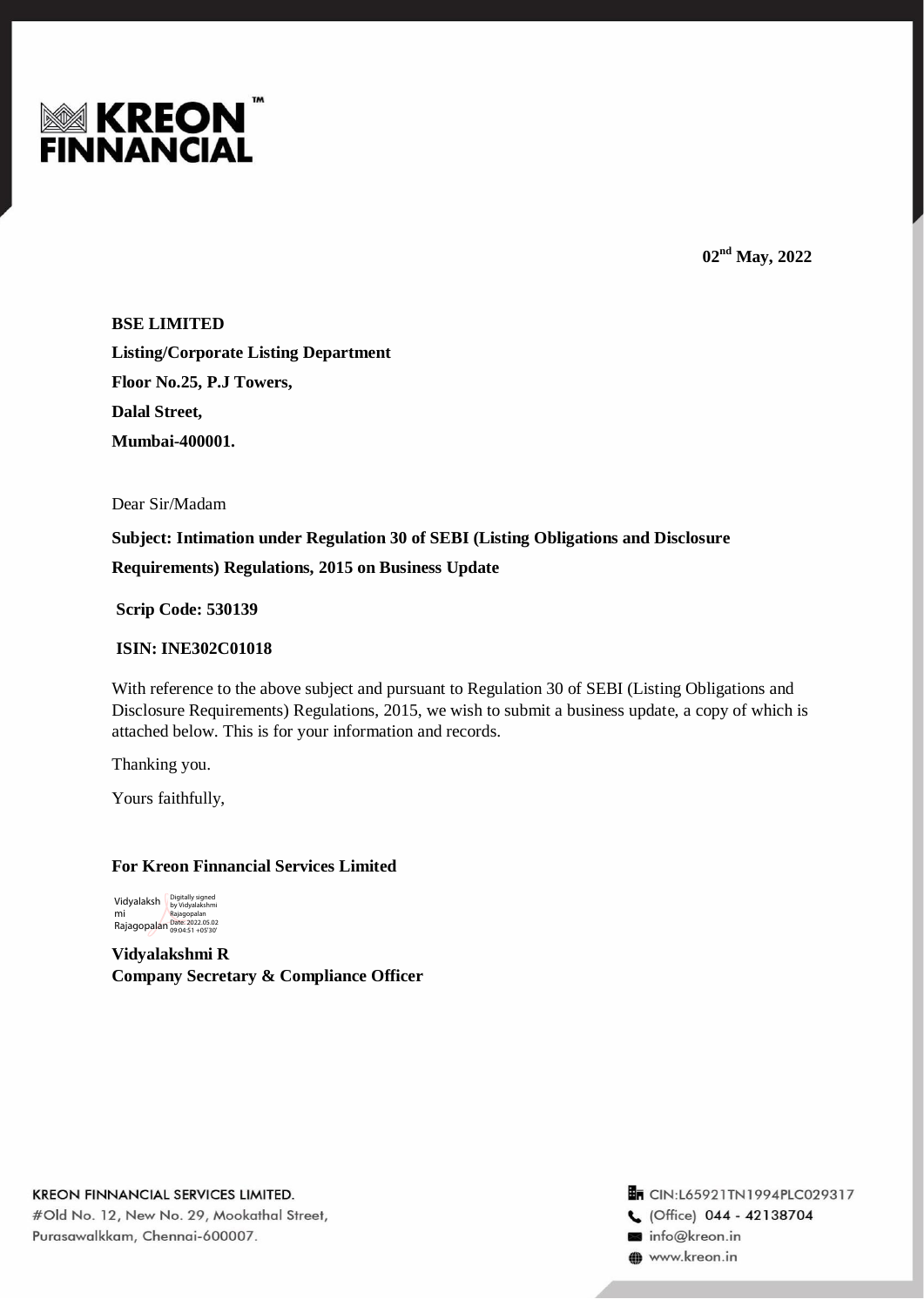KREON FINNANCIAL™

**02nd May, 2022**

**BSE LIMITED**

**Listing/Corporate Listing Department**

**Floor No.25, P.J Towers,**

**Dalal Street,**

**Mumbai-400001.**

Dear Sir/Madam

**Subject: Intimation under Regulation 30 of SEBI (Listing Obligations and Disclosure Requirements) Regulations, 2015 on Business Update**

**Scrip Code: 530139**

**ISIN: INE302C01018**

With reference to the above subject and pursuant to Regulation 30 of SEBI (Listing Obligations and Disclosure Requirements) Regulations, 2015, we wish to submit a business update, a copy of which is attached below. This is for your information and records.

Thanking you.

Yours faithfully,

**For Kreon Finnancial Services Limited**

Vidyalakshmi Rajagopalan — Digitally signed by Vidyalakshmi Rajagopalan Date: 2022.05.02 09:04:51 +05'30'

**Vidyalakshmi R**
**Company Secretary & Compliance Officer**

KREON FINNANCIAL SERVICES LIMITED.
#Old No. 12, New No. 29, Mookathal Street, Purasawalkkam, Chennai-600007.

CIN:L65921TN1994PLC029317
(Office) 044 - 42138704
info@kreon.in
www.kreon.in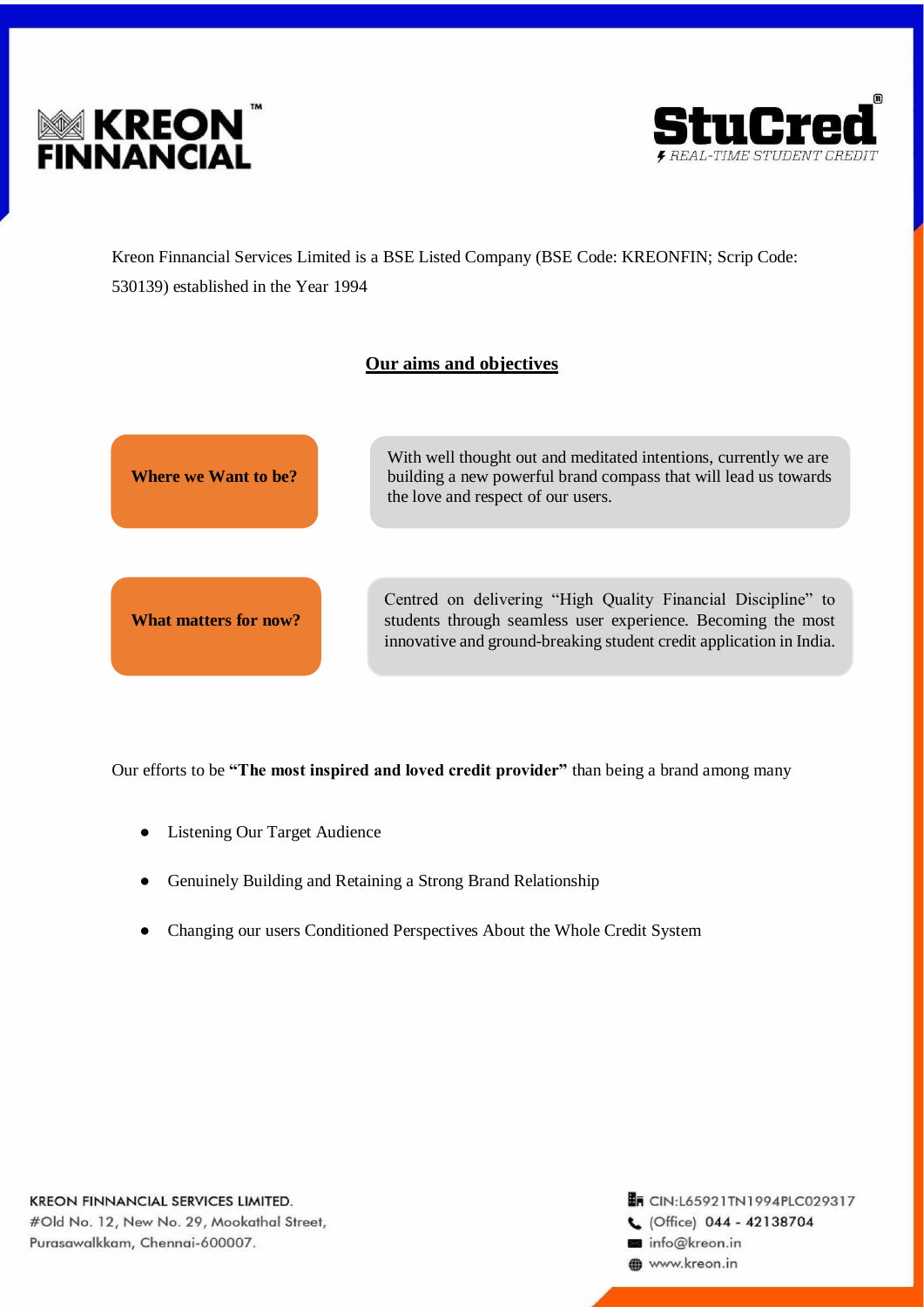Kreon Finnancial Services Limited is a BSE Listed Company (BSE Code: KREONFIN; Scrip Code: 530139) established in the Year 1994

## Our aims and objectives

| | |
|---|---|
| **Where we Want to be?** | With well thought out and meditated intentions, currently we are building a new powerful brand compass that will lead us towards the love and respect of our users. |
| **What matters for now?** | Centred on delivering "High Quality Financial Discipline" to students through seamless user experience. Becoming the most innovative and ground-breaking student credit application in India. |

Our efforts to be **"The most inspired and loved credit provider"** than being a brand among many

- Listening Our Target Audience
- Genuinely Building and Retaining a Strong Brand Relationship
- Changing our users Conditioned Perspectives About the Whole Credit System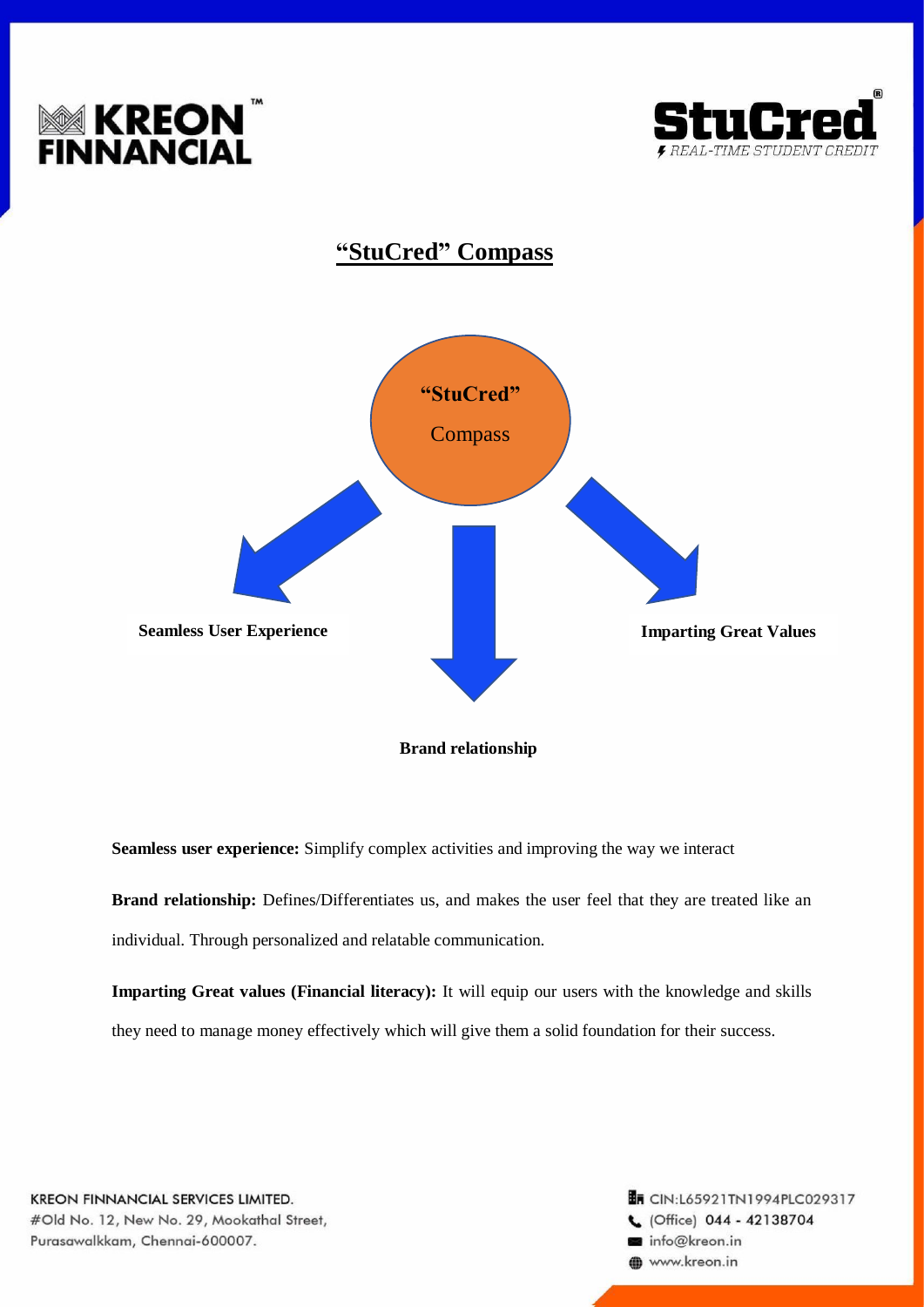# "StuCred" Compass

"StuCred" Compass

Seamless User Experience

Brand relationship

Imparting Great Values

**Seamless user experience:** Simplify complex activities and improving the way we interact

**Brand relationship:** Defines/Differentiates us, and makes the user feel that they are treated like an individual. Through personalized and relatable communication.

**Imparting Great values (Financial literacy):** It will equip our users with the knowledge and skills they need to manage money effectively which will give them a solid foundation for their success.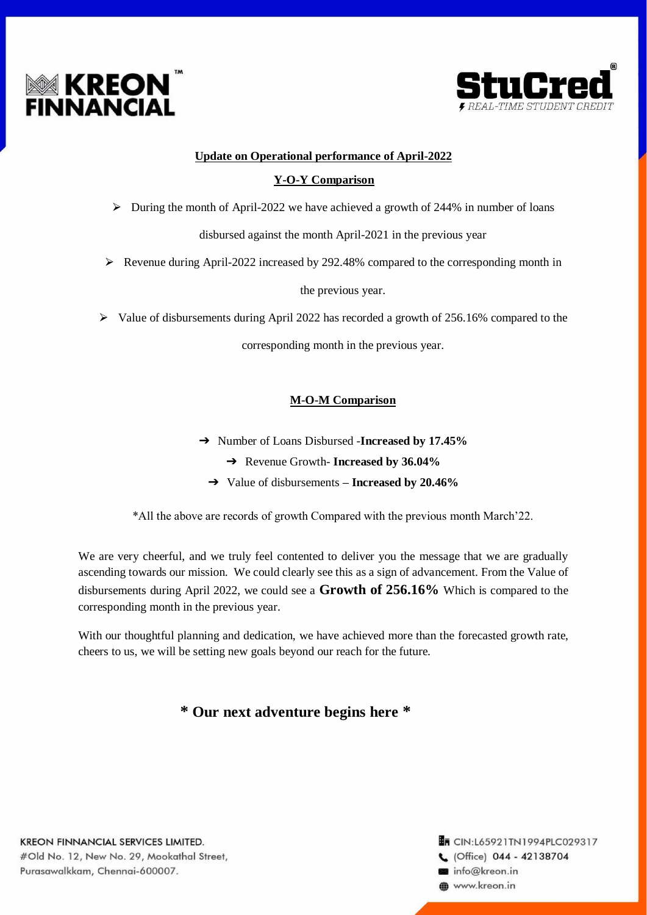KREON FINNANCIAL

StuCred
REAL-TIME STUDENT CREDIT

## Update on Operational performance of April-2022

### Y-O-Y Comparison

- During the month of April-2022 we have achieved a growth of 244% in number of loans disbursed against the month April-2021 in the previous year
- Revenue during April-2022 increased by 292.48% compared to the corresponding month in the previous year.
- Value of disbursements during April 2022 has recorded a growth of 256.16% compared to the corresponding month in the previous year.

### M-O-M Comparison

- ➔ Number of Loans Disbursed -**Increased by 17.45%**
- ➔ Revenue Growth- **Increased by 36.04%**
- ➔ Value of disbursements **– Increased by 20.46%**

*All the above are records of growth Compared with the previous month March'22.

We are very cheerful, and we truly feel contented to deliver you the message that we are gradually ascending towards our mission. We could clearly see this as a sign of advancement. From the Value of disbursements during April 2022, we could see a **Growth of 256.16%** Which is compared to the corresponding month in the previous year.

With our thoughtful planning and dedication, we have achieved more than the forecasted growth rate, cheers to us, we will be setting new goals beyond our reach for the future.

**\* Our next adventure begins here \***

KREON FINNANCIAL SERVICES LIMITED.
#Old No. 12, New No. 29, Mookathal Street,
Purasawalkkam, Chennai-600007.

CIN:L65921TN1994PLC029317
(Office) 044 - 42138704
info@kreon.in
www.kreon.in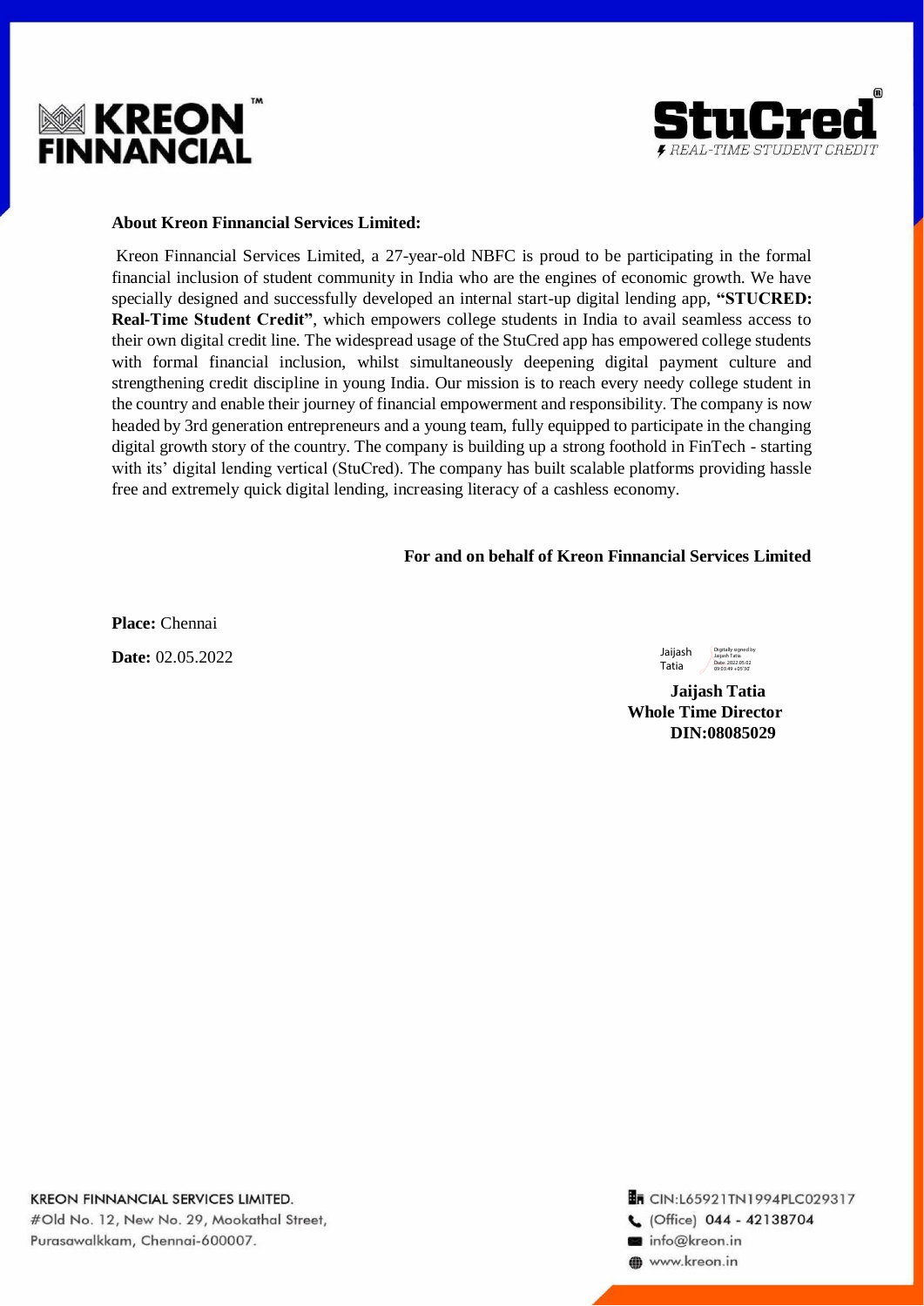**About Kreon Finnancial Services Limited:**

Kreon Finnancial Services Limited, a 27-year-old NBFC is proud to be participating in the formal financial inclusion of student community in India who are the engines of economic growth. We have specially designed and successfully developed an internal start-up digital lending app, **"STUCRED: Real-Time Student Credit"**, which empowers college students in India to avail seamless access to their own digital credit line. The widespread usage of the StuCred app has empowered college students with formal financial inclusion, whilst simultaneously deepening digital payment culture and strengthening credit discipline in young India. Our mission is to reach every needy college student in the country and enable their journey of financial empowerment and responsibility. The company is now headed by 3rd generation entrepreneurs and a young team, fully equipped to participate in the changing digital growth story of the country. The company is building up a strong foothold in FinTech - starting with its' digital lending vertical (StuCred). The company has built scalable platforms providing hassle free and extremely quick digital lending, increasing literacy of a cashless economy.

**For and on behalf of Kreon Finnancial Services Limited**

**Place:** Chennai

**Date:** 02.05.2022

Jaijash Tatia
Digitally signed by Jaijash Tatia
Date: 2022.05.02 09:03:49 +05'30'

**Jaijash Tatia**
**Whole Time Director**
**DIN:08085029**

KREON FINNANCIAL SERVICES LIMITED.
#Old No. 12, New No. 29, Mookathal Street,
Purasawalkkam, Chennai-600007.

CIN:L65921TN1994PLC029317
(Office) 044 - 42138704
info@kreon.in
www.kreon.in